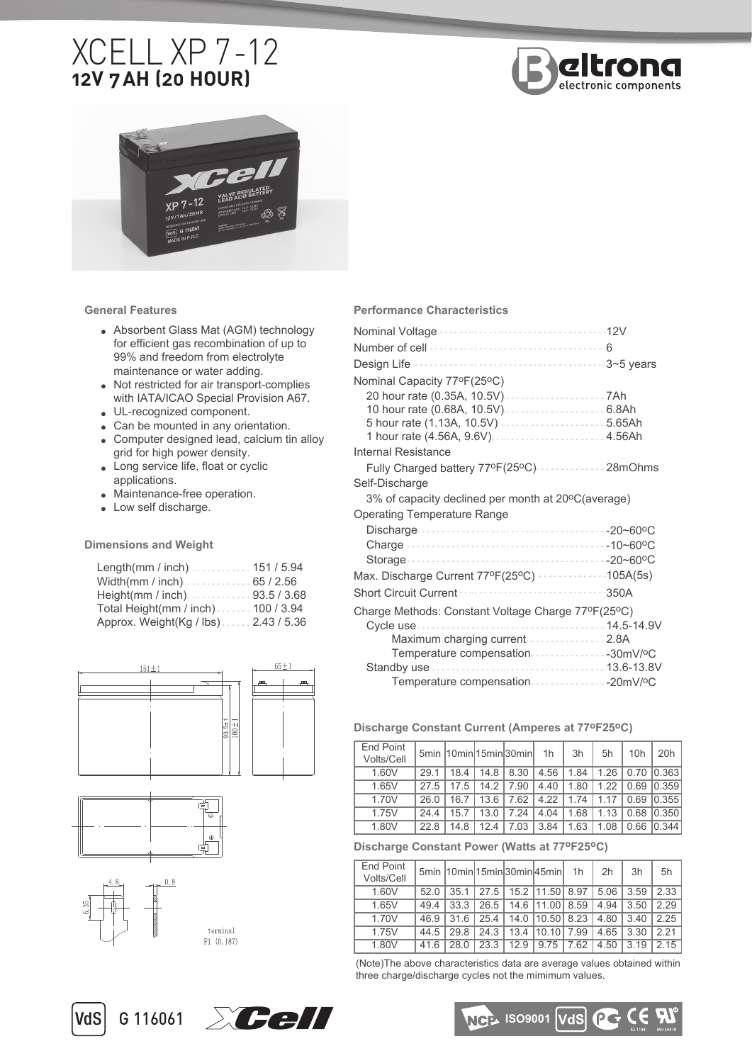# XCELL XP 7-12

## 12V 7 AH (20 HOUR)

### General Features

- Absorbent Glass Mat (AGM) technology for efficient gas recombination of up to 99% and freedom from electrolyte maintenance or water adding.
- Not restricted for air transport-complies with IATA/ICAO Special Provision A67.
- UL-recognized component.
- Can be mounted in any orientation.
- Computer designed lead, calcium tin alloy grid for high power density.
- Long service life, float or cyclic applications.
- Maintenance-free operation.
- Low self discharge.

### Dimensions and Weight

| | |
|---|---|
| Length(mm / inch) | 151 / 5.94 |
| Width(mm / inch) | 65 / 2.56 |
| Height(mm / inch) | 93.5 / 3.68 |
| Total Height(mm / inch) | 100 / 3.94 |
| Approx. Weight(Kg / lbs) | 2.43 / 5.36 |

151±1

65±1

93.5±1

100±1

4.8

0.8

6.35

terminal F1 (0.187)

### Performance Characteristics

Nominal Voltage: 12V

Number of cell: 6

Design Life: 3~5 years

Nominal Capacity 77ºF(25ºC)
- 20 hour rate (0.35A, 10.5V): 7Ah
- 10 hour rate (0.68A, 10.5V): 6.8Ah
- 5 hour rate (1.13A, 10.5V): 5.65Ah
- 1 hour rate (4.56A, 9.6V): 4.56Ah

Internal Resistance
- Fully Charged battery 77ºF(25ºC): 28mOhms

Self-Discharge
- 3% of capacity declined per month at 20ºC(average)

Operating Temperature Range
- Discharge: -20~60ºC
- Charge: -10~60ºC
- Storage: -20~60ºC

Max. Discharge Current 77ºF(25ºC): 105A(5s)

Short Circuit Current: 350A

Charge Methods: Constant Voltage Charge 77ºF(25ºC)
- Cycle use: 14.5-14.9V
  - Maximum charging current: 2.8A
  - Temperature compensation: -30mV/ºC
- Standby use: 13.6-13.8V
  - Temperature compensation: -20mV/ºC

### Discharge Constant Current (Amperes at 77ºF25ºC)

| End Point Volts/Cell | 5min | 10min | 15min | 30min | 1h | 3h | 5h | 10h | 20h |
|---|---|---|---|---|---|---|---|---|---|
| 1.60V | 29.1 | 18.4 | 14.8 | 8.30 | 4.56 | 1.84 | 1.26 | 0.70 | 0.363 |
| 1.65V | 27.5 | 17.5 | 14.2 | 7.90 | 4.40 | 1.80 | 1.22 | 0.69 | 0.359 |
| 1.70V | 26.0 | 16.7 | 13.6 | 7.62 | 4.22 | 1.74 | 1.17 | 0.69 | 0.355 |
| 1.75V | 24.4 | 15.7 | 13.0 | 7.24 | 4.04 | 1.68 | 1.13 | 0.68 | 0.350 |
| 1.80V | 22.8 | 14.8 | 12.4 | 7.03 | 3.84 | 1.63 | 1.08 | 0.66 | 0.344 |

### Discharge Constant Power (Watts at 77ºF25ºC)

| End Point Volts/Cell | 5min | 10min | 15min | 30min | 45min | 1h | 2h | 3h | 5h |
|---|---|---|---|---|---|---|---|---|---|
| 1.60V | 52.0 | 35.1 | 27.5 | 15.2 | 11.50 | 8.97 | 5.06 | 3.59 | 2.33 |
| 1.65V | 49.4 | 33.3 | 26.5 | 14.6 | 11.00 | 8.59 | 4.94 | 3.50 | 2.29 |
| 1.70V | 46.9 | 31.6 | 25.4 | 14.0 | 10.50 | 8.23 | 4.80 | 3.40 | 2.25 |
| 1.75V | 44.5 | 29.8 | 24.3 | 13.4 | 10.10 | 7.99 | 4.65 | 3.30 | 2.21 |
| 1.80V | 41.6 | 28.0 | 23.3 | 12.9 | 9.75 | 7.62 | 4.50 | 3.19 | 2.15 |

(Note)The above characteristics data are average values obtained within three charge/discharge cycles not the mimimum values.

VdS G 116061

ISO9001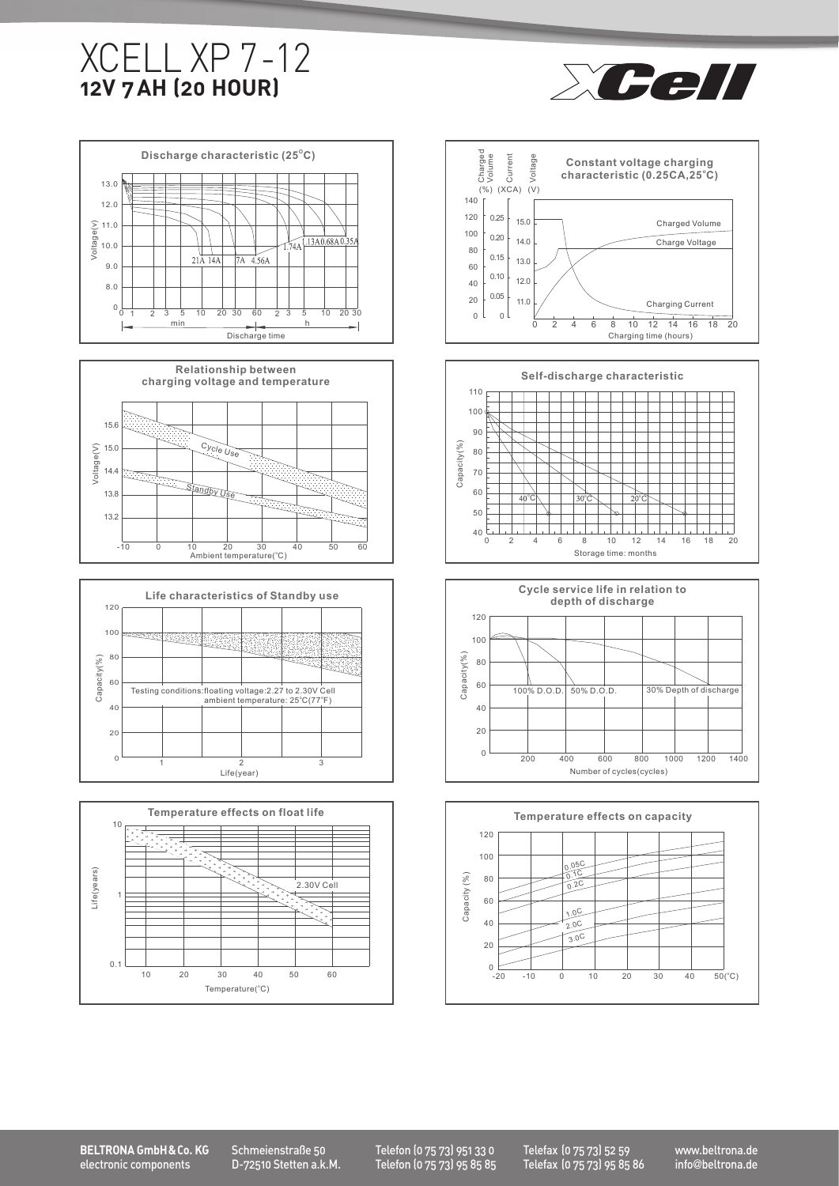# XCELL XP 7-12
## 12V 7 AH (20 HOUR)

XCell

### Discharge characteristic (25°C)

Voltage(v)
13.0
12.0
11.0
10.0
9.0
8.0
0
21A 14A 7A 4.56A 1.74A 1.13A 0.68A 0.35A
0 1 2 3 5 10 20 30 60 2 3 5 10 20 30
min h
Discharge time

### Constant voltage charging characteristic (0.25CA,25°C)

Charged Volume (%) Current (XCA) Voltage (V)
140 120 100 80 60 40 20 0
0.25 0.20 0.15 0.10 0.05 0
15.0 14.0 13.0 12.0 11.0
Charged Volume
Charge Voltage
Charging Current
0 2 4 6 8 10 12 14 16 18 20
Charging time (hours)

### Relationship between charging voltage and temperature

Voltage(V)
15.6 15.0 14.4 13.8 13.2
Cycle Use
Standby Use
-10 0 10 20 30 40 50 60
Ambient temperature(°C)

### Self-discharge characteristic

Capacity(%)
110 100 90 80 70 60 50 40
40°C 30°C 20°C
0 2 4 6 8 10 12 14 16 18 20
Storage time: months

### Life characteristics of Standby use

Capacity(%)
120 100 80 60 40 20 0
Testing conditions:floating voltage:2.27 to 2.30V Cell
ambient temperature: 25°C(77°F)
1 2 3
Life(year)

### Cycle service life in relation to depth of discharge

Capacity(%)
120 100 80 60 40 20 0
100% D.O.D. 50% D.O.D. 30% Depth of discharge
200 400 600 800 1000 1200 1400
Number of cycles(cycles)

### Temperature effects on float life

Life(years)
10 1 0.1
2.30V Cell
10 20 30 40 50 60
Temperature(°C)

### Temperature effects on capacity

Capacity (%)
120 100 80 60 40 20 0
0.05C 0.1C 0.2C 1.0C 2.0C 3.0C
-20 -10 0 10 20 30 40 50(°C)

**BELTRONA GmbH & Co. KG** electronic components | Schmeienstraße 50 D-72510 Stetten a.k.M. | Telefon (0 75 73) 951 33 0 Telefon (0 75 73) 95 85 85 | Telefax (0 75 73) 52 59 Telefax (0 75 73) 95 85 86 | www.beltrona.de info@beltrona.de